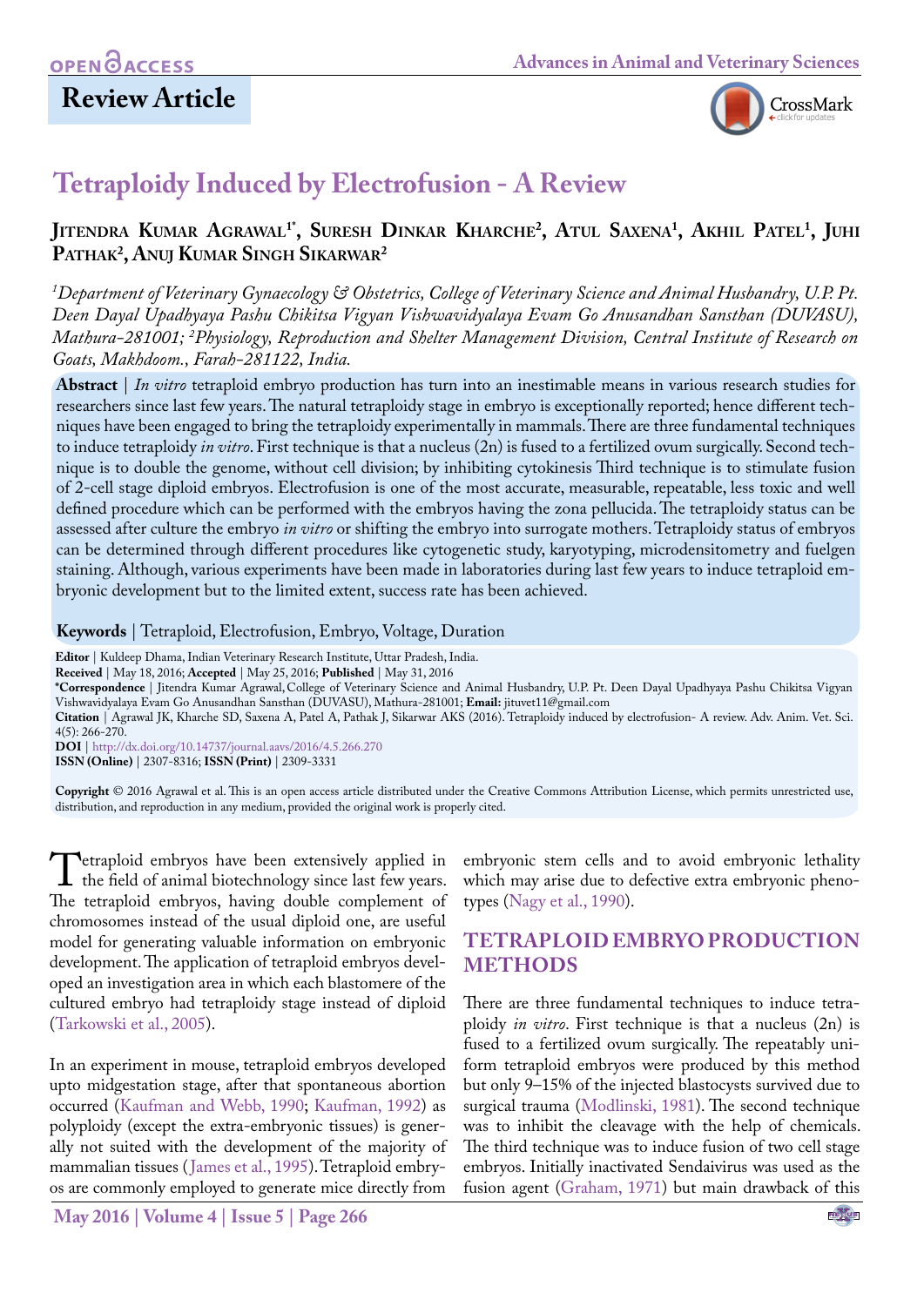Review Article

# Tetraploidy Induced by Electrofusion - A Review

**Jitendra Kumar Agrawal[1*], Suresh Dinkar Kharche[2], Atul Saxena[1], Akhil Patel[1], Juhi Pathak[2], Anuj Kumar Singh Sikarwar[2]**

*[1]Department of Veterinary Gynaecology & Obstetrics, College of Veterinary Science and Animal Husbandry, U.P. Pt. Deen Dayal Upadhyaya Pashu Chikitsa Vigyan Vishwavidyalaya Evam Go Anusandhan Sansthan (DUVASU), Mathura-281001; [2]Physiology, Reproduction and Shelter Management Division, Central Institute of Research on Goats, Makhdoom., Farah-281122, India.*

**Abstract** | *In vitro* tetraploid embryo production has turn into an inestimable means in various research studies for researchers since last few years. The natural tetraploidy stage in embryo is exceptionally reported; hence different techniques have been engaged to bring the tetraploidy experimentally in mammals. There are three fundamental techniques to induce tetraploidy *in vitro*. First technique is that a nucleus (2n) is fused to a fertilized ovum surgically. Second technique is to double the genome, without cell division; by inhibiting cytokinesis Third technique is to stimulate fusion of 2-cell stage diploid embryos. Electrofusion is one of the most accurate, measurable, repeatable, less toxic and well defined procedure which can be performed with the embryos having the zona pellucida. The tetraploidy status can be assessed after culture the embryo *in vitro* or shifting the embryo into surrogate mothers. Tetraploidy status of embryos can be determined through different procedures like cytogenetic study, karyotyping, microdensitometry and fuelgen staining. Although, various experiments have been made in laboratories during last few years to induce tetraploid embryonic development but to the limited extent, success rate has been achieved.

**Keywords** | Tetraploid, Electrofusion, Embryo, Voltage, Duration

**Editor** | Kuldeep Dhama, Indian Veterinary Research Institute, Uttar Pradesh, India.
**Received** | May 18, 2016; **Accepted** | May 25, 2016; **Published** | May 31, 2016
**\*Correspondence** | Jitendra Kumar Agrawal, College of Veterinary Science and Animal Husbandry, U.P. Pt. Deen Dayal Upadhyaya Pashu Chikitsa Vigyan Vishwavidyalaya Evam Go Anusandhan Sansthan (DUVASU), Mathura-281001; **Email:** jituvet11@gmail.com
**Citation** | Agrawal JK, Kharche SD, Saxena A, Patel A, Pathak J, Sikarwar AKS (2016). Tetraploidy induced by electrofusion- A review. Adv. Anim. Vet. Sci. 4(5): 266-270.
**DOI** | http://dx.doi.org/10.14737/journal.aavs/2016/4.5.266.270
**ISSN (Online)** | 2307-8316; **ISSN (Print)** | 2309-3331

**Copyright** © 2016 Agrawal et al. This is an open access article distributed under the Creative Commons Attribution License, which permits unrestricted use, distribution, and reproduction in any medium, provided the original work is properly cited.

Tetraploid embryos have been extensively applied in the field of animal biotechnology since last few years. The tetraploid embryos, having double complement of chromosomes instead of the usual diploid one, are useful model for generating valuable information on embryonic development. The application of tetraploid embryos developed an investigation area in which each blastomere of the cultured embryo had tetraploidy stage instead of diploid (Tarkowski et al., 2005).

In an experiment in mouse, tetraploid embryos developed upto midgestation stage, after that spontaneous abortion occurred (Kaufman and Webb, 1990; Kaufman, 1992) as polyploidy (except the extra-embryonic tissues) is generally not suited with the development of the majority of mammalian tissues (James et al., 1995). Tetraploid embryos are commonly employed to generate mice directly from embryonic stem cells and to avoid embryonic lethality which may arise due to defective extra embryonic phenotypes (Nagy et al., 1990).

## TETRAPLOID EMBRYO PRODUCTION METHODS

There are three fundamental techniques to induce tetraploidy *in vitro*. First technique is that a nucleus (2n) is fused to a fertilized ovum surgically. The repeatably uniform tetraploid embryos were produced by this method but only 9–15% of the injected blastocysts survived due to surgical trauma (Modlinski, 1981). The second technique was to inhibit the cleavage with the help of chemicals. The third technique was to induce fusion of two cell stage embryos. Initially inactivated Sendaivirus was used as the fusion agent (Graham, 1971) but main drawback of this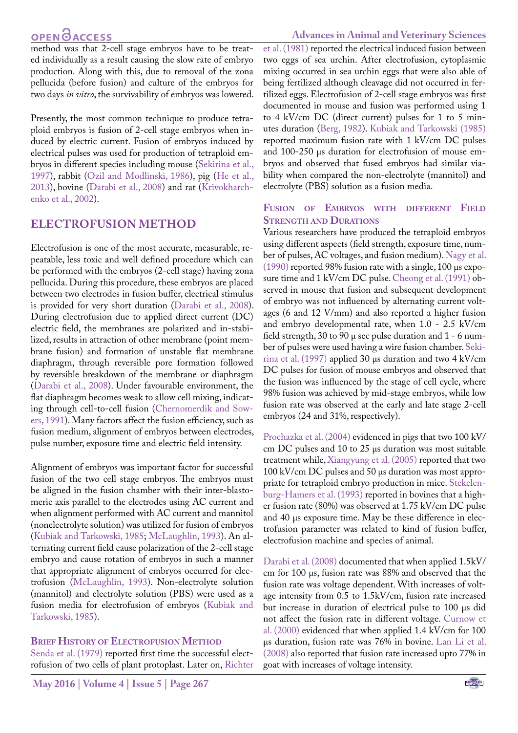method was that 2-cell stage embryos have to be treated individually as a result causing the slow rate of embryo production. Along with this, due to removal of the zona pellucida (before fusion) and culture of the embryos for two days *in vitro*, the survivability of embryos was lowered.

Presently, the most common technique to produce tetraploid embryos is fusion of 2-cell stage embryos when induced by electric current. Fusion of embryos induced by electrical pulses was used for production of tetraploid embryos in different species including mouse (Sekirina et al., 1997), rabbit (Ozil and Modlinski, 1986), pig (He et al., 2013), bovine (Darabi et al., 2008) and rat (Krivokharchenko et al., 2002).

## ELECTROFUSION METHOD

Electrofusion is one of the most accurate, measurable, repeatable, less toxic and well defined procedure which can be performed with the embryos (2-cell stage) having zona pellucida. During this procedure, these embryos are placed between two electrodes in fusion buffer, electrical stimulus is provided for very short duration (Darabi et al., 2008). During electrofusion due to applied direct current (DC) electric field, the membranes are polarized and in-stabilized, results in attraction of other membrane (point membrane fusion) and formation of unstable flat membrane diaphragm, through reversible pore formation followed by reversible breakdown of the membrane or diaphragm (Darabi et al., 2008). Under favourable environment, the flat diaphragm becomes weak to allow cell mixing, indicating through cell-to-cell fusion (Chernomerdik and Sowers, 1991). Many factors affect the fusion efficiency, such as fusion medium, alignment of embryos between electrodes, pulse number, exposure time and electric field intensity.

Alignment of embryos was important factor for successful fusion of the two cell stage embryos. The embryos must be aligned in the fusion chamber with their inter-blastomeric axis parallel to the electrodes using AC current and when alignment performed with AC current and mannitol (nonelectrolyte solution) was utilized for fusion of embryos (Kubiak and Tarkowski, 1985; McLaughlin, 1993). An alternating current field cause polarization of the 2-cell stage embryo and cause rotation of embryos in such a manner that appropriate alignment of embryos occurred for electrofusion (McLaughlin, 1993). Non-electrolyte solution (mannitol) and electrolyte solution (PBS) were used as a fusion media for electrofusion of embryos (Kubiak and Tarkowski, 1985).

### Brief History of Electrofusion Method

Senda et al. (1979) reported first time the successful electrofusion of two cells of plant protoplast. Later on, Richter et al. (1981) reported the electrical induced fusion between two eggs of sea urchin. After electrofusion, cytoplasmic mixing occurred in sea urchin eggs that were also able of being fertilized although cleavage did not occurred in fertilized eggs. Electrofusion of 2-cell stage embryos was first documented in mouse and fusion was performed using 1 to 4 kV/cm DC (direct current) pulses for 1 to 5 minutes duration (Berg, 1982). Kubiak and Tarkowski (1985) reported maximum fusion rate with 1 kV/cm DC pulses and 100-250 μs duration for electrofusion of mouse embryos and observed that fused embryos had similar viability when compared the non-electrolyte (mannitol) and electrolyte (PBS) solution as a fusion media.

### Fusion of Embryos with different Field Strength and Durations

Various researchers have produced the tetraploid embryos using different aspects (field strength, exposure time, number of pulses, AC voltages, and fusion medium). Nagy et al. (1990) reported 98% fusion rate with a single, 100 μs exposure time and 1 kV/cm DC pulse. Cheong et al. (1991) observed in mouse that fusion and subsequent development of embryo was not influenced by alternating current voltages (6 and 12 V/mm) and also reported a higher fusion and embryo developmental rate, when 1.0 - 2.5 kV/cm field strength, 30 to 90 μ sec pulse duration and 1 - 6 number of pulses were used having a wire fusion chamber. Sekirina et al. (1997) applied 30 μs duration and two 4 kV/cm DC pulses for fusion of mouse embryos and observed that the fusion was influenced by the stage of cell cycle, where 98% fusion was achieved by mid-stage embryos, while low fusion rate was observed at the early and late stage 2-cell embryos (24 and 31%, respectively).

Prochazka et al. (2004) evidenced in pigs that two 100 kV/cm DC pulses and 10 to 25 μs duration was most suitable treatment while, Xiangyung et al. (2005) reported that two 100 kV/cm DC pulses and 50 μs duration was most appropriate for tetraploid embryo production in mice. Stekelenburg-Hamers et al. (1993) reported in bovines that a higher fusion rate (80%) was observed at 1.75 kV/cm DC pulse and 40 μs exposure time. May be these difference in electrofusion parameter was related to kind of fusion buffer, electrofusion machine and species of animal.

Darabi et al. (2008) documented that when applied 1.5kV/cm for 100 μs, fusion rate was 88% and observed that the fusion rate was voltage dependent. With increases of voltage intensity from 0.5 to 1.5kV/cm, fusion rate increased but increase in duration of electrical pulse to 100 μs did not affect the fusion rate in different voltage. Curnow et al. (2000) evidenced that when applied 1.4 kV/cm for 100 μs duration, fusion rate was 76% in bovine. Lan Li et al. (2008) also reported that fusion rate increased upto 77% in goat with increases of voltage intensity.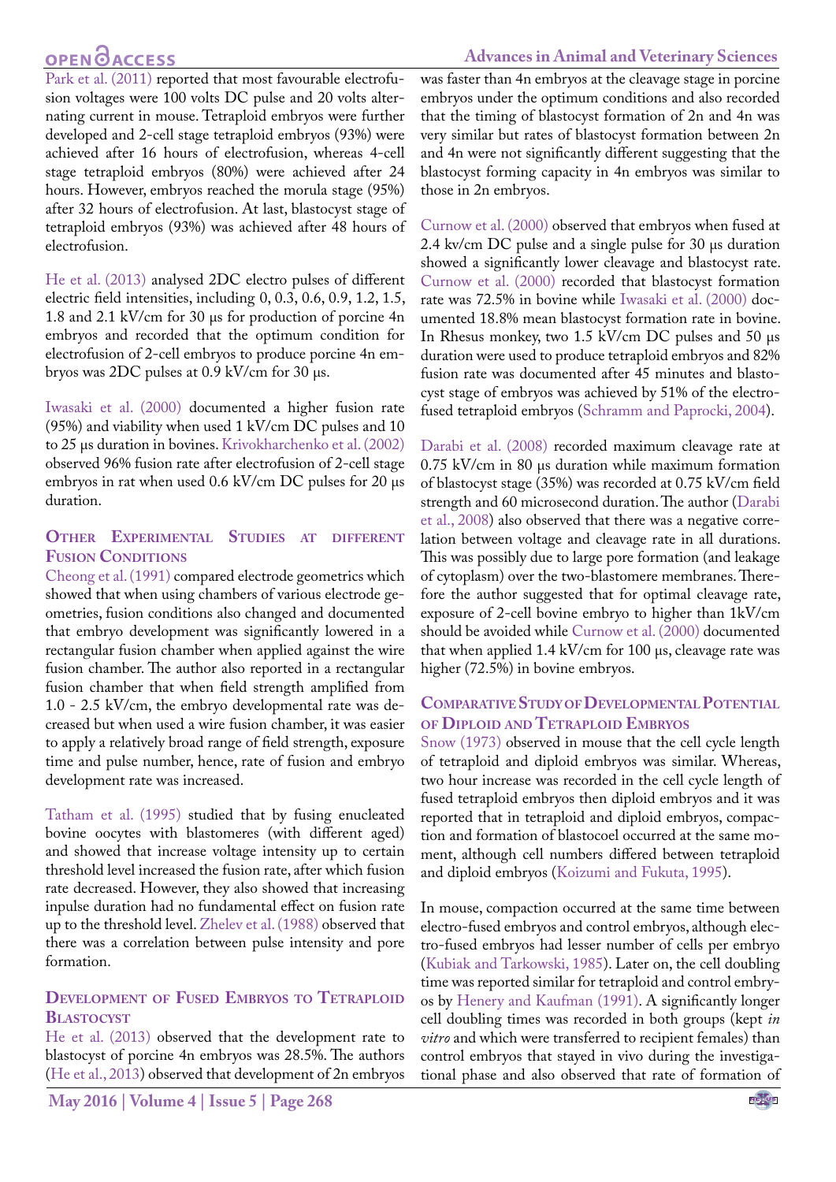Park et al. (2011) reported that most favourable electrofusion voltages were 100 volts DC pulse and 20 volts alternating current in mouse. Tetraploid embryos were further developed and 2-cell stage tetraploid embryos (93%) were achieved after 16 hours of electrofusion, whereas 4-cell stage tetraploid embryos (80%) were achieved after 24 hours. However, embryos reached the morula stage (95%) after 32 hours of electrofusion. At last, blastocyst stage of tetraploid embryos (93%) was achieved after 48 hours of electrofusion.

He et al. (2013) analysed 2DC electro pulses of different electric field intensities, including 0, 0.3, 0.6, 0.9, 1.2, 1.5, 1.8 and 2.1 kV/cm for 30 µs for production of porcine 4n embryos and recorded that the optimum condition for electrofusion of 2-cell embryos to produce porcine 4n embryos was 2DC pulses at 0.9 kV/cm for 30 µs.

Iwasaki et al. (2000) documented a higher fusion rate (95%) and viability when used 1 kV/cm DC pulses and 10 to 25 µs duration in bovines. Krivokharchenko et al. (2002) observed 96% fusion rate after electrofusion of 2-cell stage embryos in rat when used 0.6 kV/cm DC pulses for 20 µs duration.

## Other Experimental Studies at different Fusion Conditions

Cheong et al. (1991) compared electrode geometrics which showed that when using chambers of various electrode geometries, fusion conditions also changed and documented that embryo development was significantly lowered in a rectangular fusion chamber when applied against the wire fusion chamber. The author also reported in a rectangular fusion chamber that when field strength amplified from 1.0 - 2.5 kV/cm, the embryo developmental rate was decreased but when used a wire fusion chamber, it was easier to apply a relatively broad range of field strength, exposure time and pulse number, hence, rate of fusion and embryo development rate was increased.

Tatham et al. (1995) studied that by fusing enucleated bovine oocytes with blastomeres (with different aged) and showed that increase voltage intensity up to certain threshold level increased the fusion rate, after which fusion rate decreased. However, they also showed that increasing inpulse duration had no fundamental effect on fusion rate up to the threshold level. Zhelev et al. (1988) observed that there was a correlation between pulse intensity and pore formation.

## Development of Fused Embryos to Tetraploid Blastocyst

He et al. (2013) observed that the development rate to blastocyst of porcine 4n embryos was 28.5%. The authors (He et al., 2013) observed that development of 2n embryos was faster than 4n embryos at the cleavage stage in porcine embryos under the optimum conditions and also recorded that the timing of blastocyst formation of 2n and 4n was very similar but rates of blastocyst formation between 2n and 4n were not significantly different suggesting that the blastocyst forming capacity in 4n embryos was similar to those in 2n embryos.

Curnow et al. (2000) observed that embryos when fused at 2.4 kv/cm DC pulse and a single pulse for 30 µs duration showed a significantly lower cleavage and blastocyst rate. Curnow et al. (2000) recorded that blastocyst formation rate was 72.5% in bovine while Iwasaki et al. (2000) documented 18.8% mean blastocyst formation rate in bovine. In Rhesus monkey, two 1.5 kV/cm DC pulses and 50 µs duration were used to produce tetraploid embryos and 82% fusion rate was documented after 45 minutes and blastocyst stage of embryos was achieved by 51% of the electrofused tetraploid embryos (Schramm and Paprocki, 2004).

Darabi et al. (2008) recorded maximum cleavage rate at 0.75 kV/cm in 80 µs duration while maximum formation of blastocyst stage (35%) was recorded at 0.75 kV/cm field strength and 60 microsecond duration. The author (Darabi et al., 2008) also observed that there was a negative correlation between voltage and cleavage rate in all durations. This was possibly due to large pore formation (and leakage of cytoplasm) over the two-blastomere membranes. Therefore the author suggested that for optimal cleavage rate, exposure of 2-cell bovine embryo to higher than 1kV/cm should be avoided while Curnow et al. (2000) documented that when applied 1.4 kV/cm for 100 µs, cleavage rate was higher (72.5%) in bovine embryos.

## Comparative Study of Developmental Potential of Diploid and Tetraploid Embryos

Snow (1973) observed in mouse that the cell cycle length of tetraploid and diploid embryos was similar. Whereas, two hour increase was recorded in the cell cycle length of fused tetraploid embryos then diploid embryos and it was reported that in tetraploid and diploid embryos, compaction and formation of blastocoel occurred at the same moment, although cell numbers differed between tetraploid and diploid embryos (Koizumi and Fukuta, 1995).

In mouse, compaction occurred at the same time between electro-fused embryos and control embryos, although electro-fused embryos had lesser number of cells per embryo (Kubiak and Tarkowski, 1985). Later on, the cell doubling time was reported similar for tetraploid and control embryos by Henery and Kaufman (1991). A significantly longer cell doubling times was recorded in both groups (kept *in vitro* and which were transferred to recipient females) than control embryos that stayed in vivo during the investigational phase and also observed that rate of formation of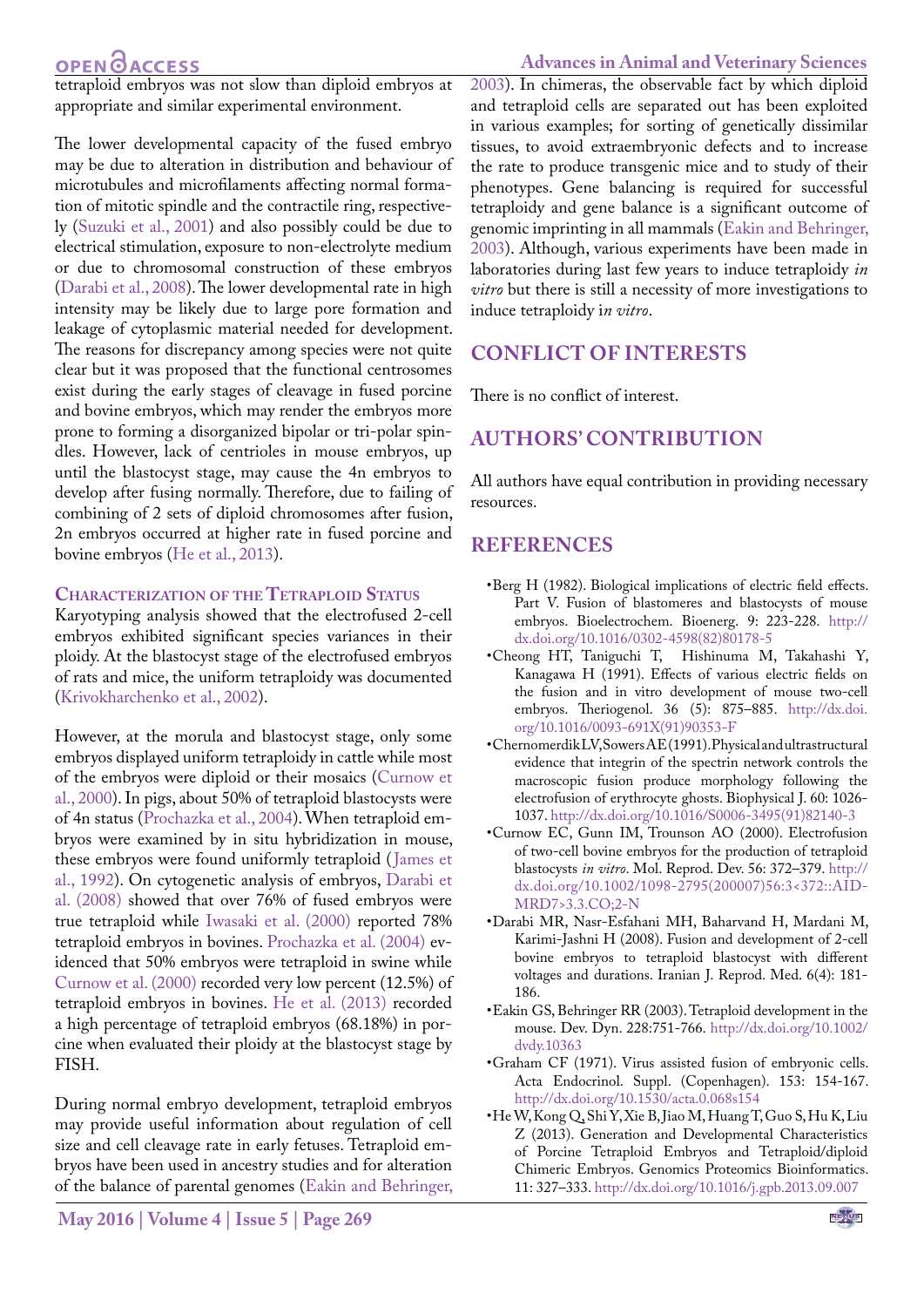tetraploid embryos was not slow than diploid embryos at appropriate and similar experimental environment.

The lower developmental capacity of the fused embryo may be due to alteration in distribution and behaviour of microtubules and microfilaments affecting normal formation of mitotic spindle and the contractile ring, respectively (Suzuki et al., 2001) and also possibly could be due to electrical stimulation, exposure to non-electrolyte medium or due to chromosomal construction of these embryos (Darabi et al., 2008). The lower developmental rate in high intensity may be likely due to large pore formation and leakage of cytoplasmic material needed for development. The reasons for discrepancy among species were not quite clear but it was proposed that the functional centrosomes exist during the early stages of cleavage in fused porcine and bovine embryos, which may render the embryos more prone to forming a disorganized bipolar or tri-polar spindles. However, lack of centrioles in mouse embryos, up until the blastocyst stage, may cause the 4n embryos to develop after fusing normally. Therefore, due to failing of combining of 2 sets of diploid chromosomes after fusion, 2n embryos occurred at higher rate in fused porcine and bovine embryos (He et al., 2013).

### Characterization of the Tetraploid Status

Karyotyping analysis showed that the electrofused 2-cell embryos exhibited significant species variances in their ploidy. At the blastocyst stage of the electrofused embryos of rats and mice, the uniform tetraploidy was documented (Krivokharchenko et al., 2002).

However, at the morula and blastocyst stage, only some embryos displayed uniform tetraploidy in cattle while most of the embryos were diploid or their mosaics (Curnow et al., 2000). In pigs, about 50% of tetraploid blastocysts were of 4n status (Prochazka et al., 2004). When tetraploid embryos were examined by in situ hybridization in mouse, these embryos were found uniformly tetraploid (James et al., 1992). On cytogenetic analysis of embryos, Darabi et al. (2008) showed that over 76% of fused embryos were true tetraploid while Iwasaki et al. (2000) reported 78% tetraploid embryos in bovines. Prochazka et al. (2004) evidenced that 50% embryos were tetraploid in swine while Curnow et al. (2000) recorded very low percent (12.5%) of tetraploid embryos in bovines. He et al. (2013) recorded a high percentage of tetraploid embryos (68.18%) in porcine when evaluated their ploidy at the blastocyst stage by FISH.

During normal embryo development, tetraploid embryos may provide useful information about regulation of cell size and cell cleavage rate in early fetuses. Tetraploid embryos have been used in ancestry studies and for alteration of the balance of parental genomes (Eakin and Behringer, 2003). In chimeras, the observable fact by which diploid and tetraploid cells are separated out has been exploited in various examples; for sorting of genetically dissimilar tissues, to avoid extraembryonic defects and to increase the rate to produce transgenic mice and to study of their phenotypes. Gene balancing is required for successful tetraploidy and gene balance is a significant outcome of genomic imprinting in all mammals (Eakin and Behringer, 2003). Although, various experiments have been made in laboratories during last few years to induce tetraploidy *in vitro* but there is still a necessity of more investigations to induce tetraploidy i*n vitro*.

## CONFLICT OF INTERESTS

There is no conflict of interest.

## AUTHORS' CONTRIBUTION

All authors have equal contribution in providing necessary resources.

## REFERENCES

- Berg H (1982). Biological implications of electric field effects. Part V. Fusion of blastomeres and blastocysts of mouse embryos. Bioelectrochem. Bioenerg. 9: 223-228. http://dx.doi.org/10.1016/0302-4598(82)80178-5
- Cheong HT, Taniguchi T, Hishinuma M, Takahashi Y, Kanagawa H (1991). Effects of various electric fields on the fusion and in vitro development of mouse two-cell embryos. Theriogenol. 36 (5): 875–885. http://dx.doi.org/10.1016/0093-691X(91)90353-F
- Chernomerdik LV, Sowers AE (1991). Physical and ultrastructural evidence that integrin of the spectrin network controls the macroscopic fusion produce morphology following the electrofusion of erythrocyte ghosts. Biophysical J. 60: 1026-1037. http://dx.doi.org/10.1016/S0006-3495(91)82140-3
- Curnow EC, Gunn IM, Trounson AO (2000). Electrofusion of two-cell bovine embryos for the production of tetraploid blastocysts *in vitro*. Mol. Reprod. Dev. 56: 372–379. http://dx.doi.org/10.1002/1098-2795(200007)56:3<372::AID-MRD7>3.3.CO;2-N
- Darabi MR, Nasr-Esfahani MH, Baharvand H, Mardani M, Karimi-Jashni H (2008). Fusion and development of 2-cell bovine embryos to tetraploid blastocyst with different voltages and durations. Iranian J. Reprod. Med. 6(4): 181-186.
- Eakin GS, Behringer RR (2003). Tetraploid development in the mouse. Dev. Dyn. 228:751-766. http://dx.doi.org/10.1002/dvdy.10363
- Graham CF (1971). Virus assisted fusion of embryonic cells. Acta Endocrinol. Suppl. (Copenhagen). 153: 154-167. http://dx.doi.org/10.1530/acta.0.068s154
- He W, Kong Q, Shi Y, Xie B, Jiao M, Huang T, Guo S, Hu K, Liu Z (2013). Generation and Developmental Characteristics of Porcine Tetraploid Embryos and Tetraploid/diploid Chimeric Embryos. Genomics Proteomics Bioinformatics. 11: 327–333. http://dx.doi.org/10.1016/j.gpb.2013.09.007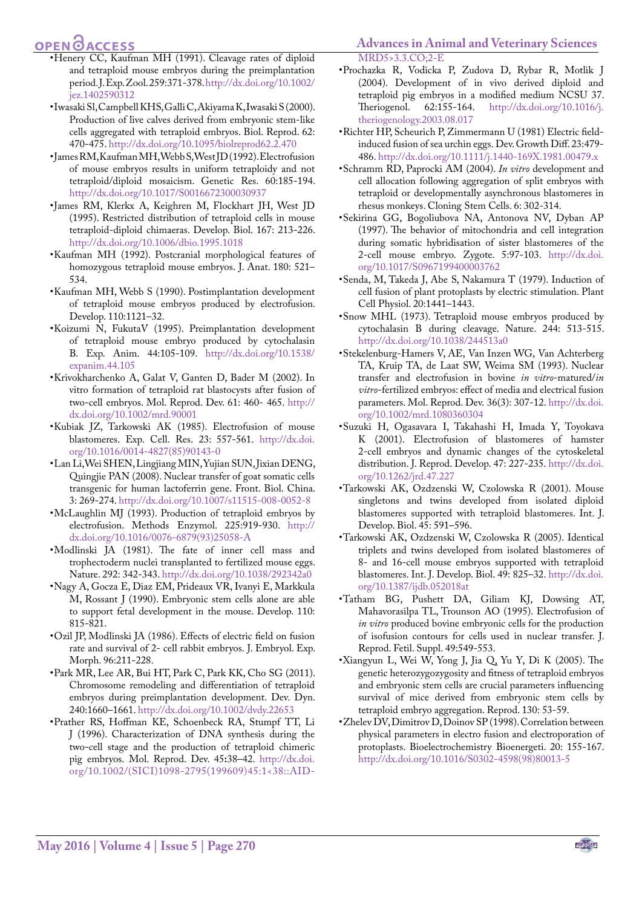- Henery CC, Kaufman MH (1991). Cleavage rates of diploid and tetraploid mouse embryos during the preimplantation period. J. Exp. Zool. 259:371-378. http://dx.doi.org/10.1002/jez.1402590312
- Iwasaki SI, Campbell KHS, Galli C, Akiyama K, Iwasaki S (2000). Production of live calves derived from embryonic stem-like cells aggregated with tetraploid embryos. Biol. Reprod. 62: 470-475. http://dx.doi.org/10.1095/biolreprod62.2.470
- James RM, Kaufman MH, Webb S, West JD (1992). Electrofusion of mouse embryos results in uniform tetraploidy and not tetraploid/diploid mosaicism. Genetic Res. 60:185-194. http://dx.doi.org/10.1017/S0016672300030937
- James RM, Klerkx A, Keighren M, Flockhart JH, West JD (1995). Restricted distribution of tetraploid cells in mouse tetraploid-diploid chimaeras. Develop. Biol. 167: 213-226. http://dx.doi.org/10.1006/dbio.1995.1018
- Kaufman MH (1992). Postcranial morphological features of homozygous tetraploid mouse embryos. J. Anat. 180: 521–534.
- Kaufman MH, Webb S (1990). Postimplantation development of tetraploid mouse embryos produced by electrofusion. Develop. 110:1121–32.
- Koizumi N, FukutaV (1995). Preimplantation development of tetraploid mouse embryos produced by cytochalasin B. Exp. Anim. 44:105-109. http://dx.doi.org/10.1538/expanim.44.105
- Krivokharchenko A, Galat V, Ganten D, Bader M (2002). In vitro formation of tetraploid rat blastocysts after fusion of two-cell embryos. Mol. Reprod. Dev. 61: 460- 465. http://dx.doi.org/10.1002/mrd.90001
- Kubiak JZ, Tarkowski AK (1985). Electrofusion of mouse blastomeres. Exp. Cell. Res. 23: 557-561. http://dx.doi.org/10.1016/0014-4827(85)90143-0
- Lan Li, Wei SHEN, Lingjiang MIN, Yujian SUN, Jixian DENG, Quingjie PAN (2008). Nuclear transfer of goat somatic cells transgenic for human lactoferrin gene. Front. Biol. China. 3: 269-274. http://dx.doi.org/10.1007/s11515-008-0052-8
- McLaughlin MJ (1993). Production of tetraploid embryos by electrofusion. Methods Enzymol. 225:919-930. http://dx.doi.org/10.1016/0076-6879(93)25058-A
- Modlinski JA (1981). The fate of inner cell mass and trophectoderm nuclei transplanted to fertilized mouse eggs. Nature. 292: 342-343. http://dx.doi.org/10.1038/292342a0
- Nagy A, Gocza E, Diaz EM, Prideaux VR, Ivanyi E, Markkula M, Rossant J (1990). Embryonic stem cells alone are able to support fetal development in the mouse. Develop. 110: 815-821.
- Ozil JP, Modlinski JA (1986). Effects of electric field on fusion rate and survival of 2- cell rabbit embryos. J. Embryol. Exp. Morph. 96:211-228.
- Park MR, Lee AR, Bui HT, Park C, Park KK, Cho SG (2011). Chromosome remodeling and differentiation of tetraploid embryos during preimplantation development. Dev. Dyn. 240:1660–1661. http://dx.doi.org/10.1002/dvdy.22653
- Prather RS, Hoffman KE, Schoenbeck RA, Stumpf TT, Li J (1996). Characterization of DNA synthesis during the two-cell stage and the production of tetraploid chimeric pig embryos. Mol. Reprod. Dev. 45:38–42. http://dx.doi.org/10.1002/(SICI)1098-2795(199609)45:1<38::AID-MRD5>3.3.CO;2-E
- Prochazka R, Vodicka P, Zudova D, Rybar R, Motlik J (2004). Development of in vivo derived diploid and tetraploid pig embryos in a modified medium NCSU 37. Theriogenol. 62:155-164. http://dx.doi.org/10.1016/j.theriogenology.2003.08.017
- Richter HP, Scheurich P, Zimmermann U (1981) Electric field-induced fusion of sea urchin eggs. Dev. Growth Diff. 23:479-486. http://dx.doi.org/10.1111/j.1440-169X.1981.00479.x
- Schramm RD, Paprocki AM (2004). *In vitro* development and cell allocation following aggregation of split embryos with tetraploid or developmentally asynchronous blastomeres in rhesus monkeys. Cloning Stem Cells. 6: 302-314.
- Sekirina GG, Bogoliubova NA, Antonova NV, Dyban AP (1997). The behavior of mitochondria and cell integration during somatic hybridisation of sister blastomeres of the 2-cell mouse embryo. Zygote. 5:97-103. http://dx.doi.org/10.1017/S0967199400003762
- Senda, M, Takeda J, Abe S, Nakamura T (1979). Induction of cell fusion of plant protoplasts by electric stimulation. Plant Cell Physiol. 20:1441–1443.
- Snow MHL (1973). Tetraploid mouse embryos produced by cytochalasin B during cleavage. Nature. 244: 513-515. http://dx.doi.org/10.1038/244513a0
- Stekelenburg-Hamers V, AE, Van Inzen WG, Van Achterberg TA, Kruip TA, de Laat SW, Weima SM (1993). Nuclear transfer and electrofusion in bovine *in vitro*-matured/*in vitro*-fertilized embryos: effect of media and electrical fusion parameters. Mol. Reprod. Dev. 36(3): 307-12. http://dx.doi.org/10.1002/mrd.1080360304
- Suzuki H, Ogasavara I, Takahashi H, Imada Y, Toyokava K (2001). Electrofusion of blastomeres of hamster 2-cell embryos and dynamic changes of the cytoskeletal distribution. J. Reprod. Develop. 47: 227-235. http://dx.doi.org/10.1262/jrd.47.227
- Tarkowski AK, Ozdzenski W, Czolowska R (2001). Mouse singletons and twins developed from isolated diploid blastomeres supported with tetraploid blastomeres. Int. J. Develop. Biol. 45: 591–596.
- Tarkowski AK, Ozdzenski W, Czolowska R (2005). Identical triplets and twins developed from isolated blastomeres of 8- and 16-cell mouse embryos supported with tetraploid blastomeres. Int. J. Develop. Biol. 49: 825–32. http://dx.doi.org/10.1387/ijdb.052018at
- Tatham BG, Pushett DA, Giliam KJ, Dowsing AT, Mahavorasilpa TL, Trounson AO (1995). Electrofusion of *in vitro* produced bovine embryonic cells for the production of isofusion contours for cells used in nuclear transfer. J. Reprod. Fetil. Suppl. 49:549-553.
- Xiangyun L, Wei W, Yong J, Jia Q, Yu Y, Di K (2005). The genetic heterozygozygosity and fitness of tetraploid embryos and embryonic stem cells are crucial parameters influencing survival of mice derived from embryonic stem cells by tetraploid embryo aggregation. Reprod. 130: 53-59.
- Zhelev DV, Dimitrov D, Doinov SP (1998). Correlation between physical parameters in electro fusion and electroporation of protoplasts. Bioelectrochemistry Bioenergeti. 20: 155-167. http://dx.doi.org/10.1016/S0302-4598(98)80013-5